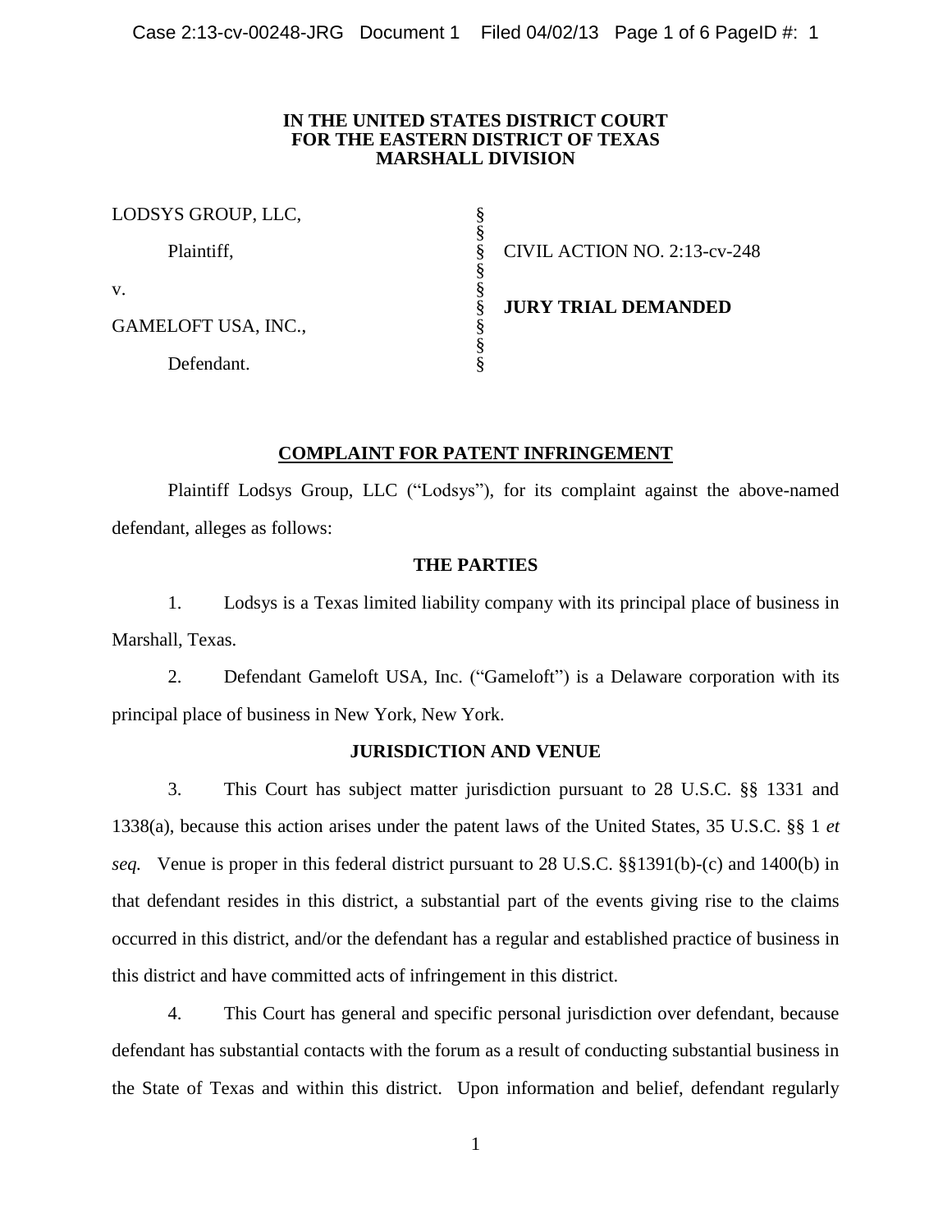**IN THE UNITED STATES DISTRICT COURT**
**FOR THE EASTERN DISTRICT OF TEXAS**
**MARSHALL DIVISION**

| | | |
|---|---|---|
| LODSYS GROUP, LLC, | § | |
| Plaintiff, | § | CIVIL ACTION NO. 2:13-cv-248 |
| v. | § | |
| | § | **JURY TRIAL DEMANDED** |
| GAMELOFT USA, INC., | § | |
| Defendant. | § | |

## COMPLAINT FOR PATENT INFRINGEMENT

Plaintiff Lodsys Group, LLC ("Lodsys"), for its complaint against the above-named defendant, alleges as follows:

### THE PARTIES

1. Lodsys is a Texas limited liability company with its principal place of business in Marshall, Texas.

2. Defendant Gameloft USA, Inc. ("Gameloft") is a Delaware corporation with its principal place of business in New York, New York.

### JURISDICTION AND VENUE

3. This Court has subject matter jurisdiction pursuant to 28 U.S.C. §§ 1331 and 1338(a), because this action arises under the patent laws of the United States, 35 U.S.C. §§ 1 *et seq.* Venue is proper in this federal district pursuant to 28 U.S.C. §§1391(b)-(c) and 1400(b) in that defendant resides in this district, a substantial part of the events giving rise to the claims occurred in this district, and/or the defendant has a regular and established practice of business in this district and have committed acts of infringement in this district.

4. This Court has general and specific personal jurisdiction over defendant, because defendant has substantial contacts with the forum as a result of conducting substantial business in the State of Texas and within this district. Upon information and belief, defendant regularly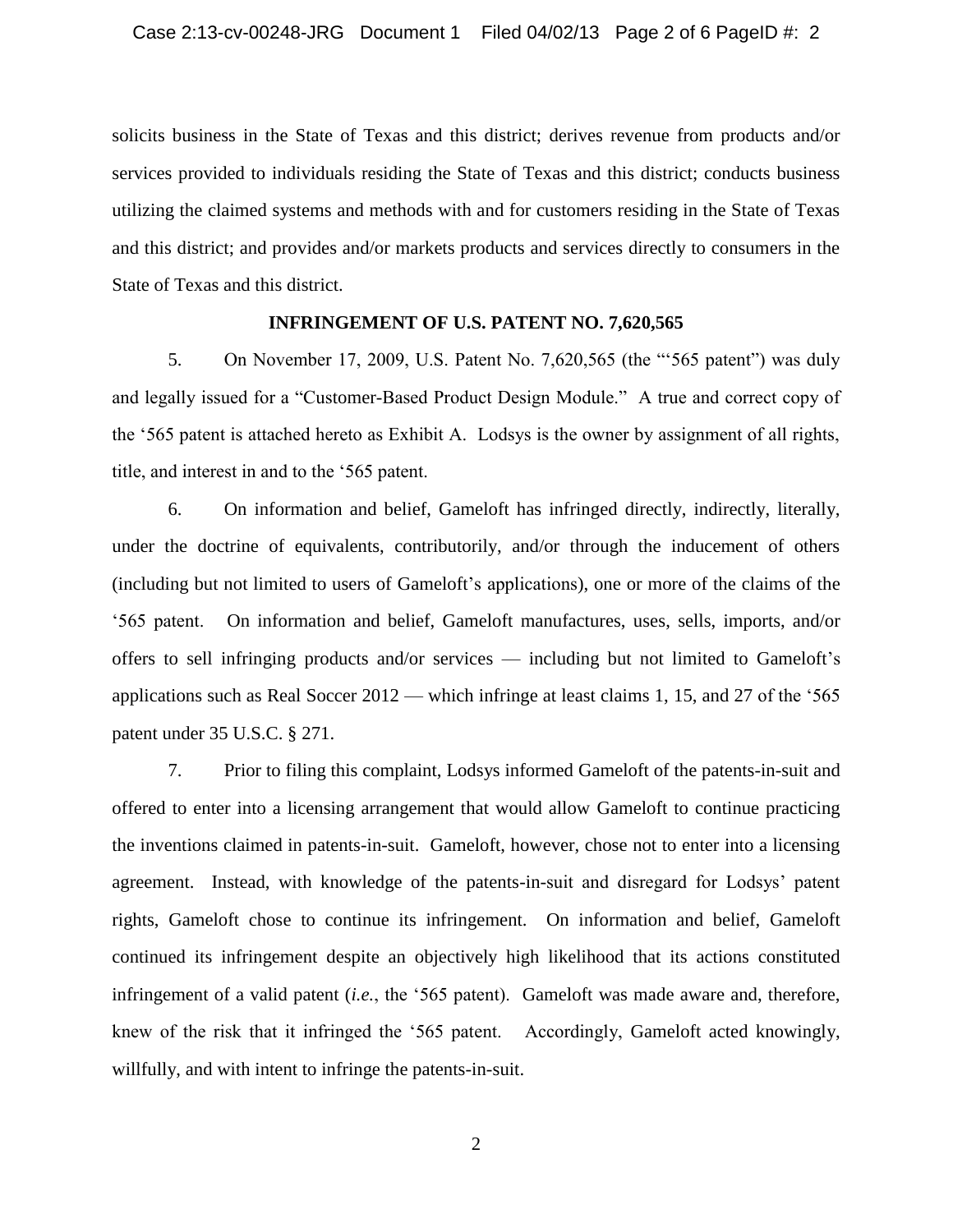solicits business in the State of Texas and this district; derives revenue from products and/or services provided to individuals residing the State of Texas and this district; conducts business utilizing the claimed systems and methods with and for customers residing in the State of Texas and this district; and provides and/or markets products and services directly to consumers in the State of Texas and this district.

## INFRINGEMENT OF U.S. PATENT NO. 7,620,565

5. On November 17, 2009, U.S. Patent No. 7,620,565 (the "'565 patent") was duly and legally issued for a "Customer-Based Product Design Module." A true and correct copy of the '565 patent is attached hereto as Exhibit A. Lodsys is the owner by assignment of all rights, title, and interest in and to the '565 patent.

6. On information and belief, Gameloft has infringed directly, indirectly, literally, under the doctrine of equivalents, contributorily, and/or through the inducement of others (including but not limited to users of Gameloft's applications), one or more of the claims of the '565 patent. On information and belief, Gameloft manufactures, uses, sells, imports, and/or offers to sell infringing products and/or services — including but not limited to Gameloft's applications such as Real Soccer 2012 — which infringe at least claims 1, 15, and 27 of the '565 patent under 35 U.S.C. § 271.

7. Prior to filing this complaint, Lodsys informed Gameloft of the patents-in-suit and offered to enter into a licensing arrangement that would allow Gameloft to continue practicing the inventions claimed in patents-in-suit. Gameloft, however, chose not to enter into a licensing agreement. Instead, with knowledge of the patents-in-suit and disregard for Lodsys' patent rights, Gameloft chose to continue its infringement. On information and belief, Gameloft continued its infringement despite an objectively high likelihood that its actions constituted infringement of a valid patent (*i.e.*, the '565 patent). Gameloft was made aware and, therefore, knew of the risk that it infringed the '565 patent. Accordingly, Gameloft acted knowingly, willfully, and with intent to infringe the patents-in-suit.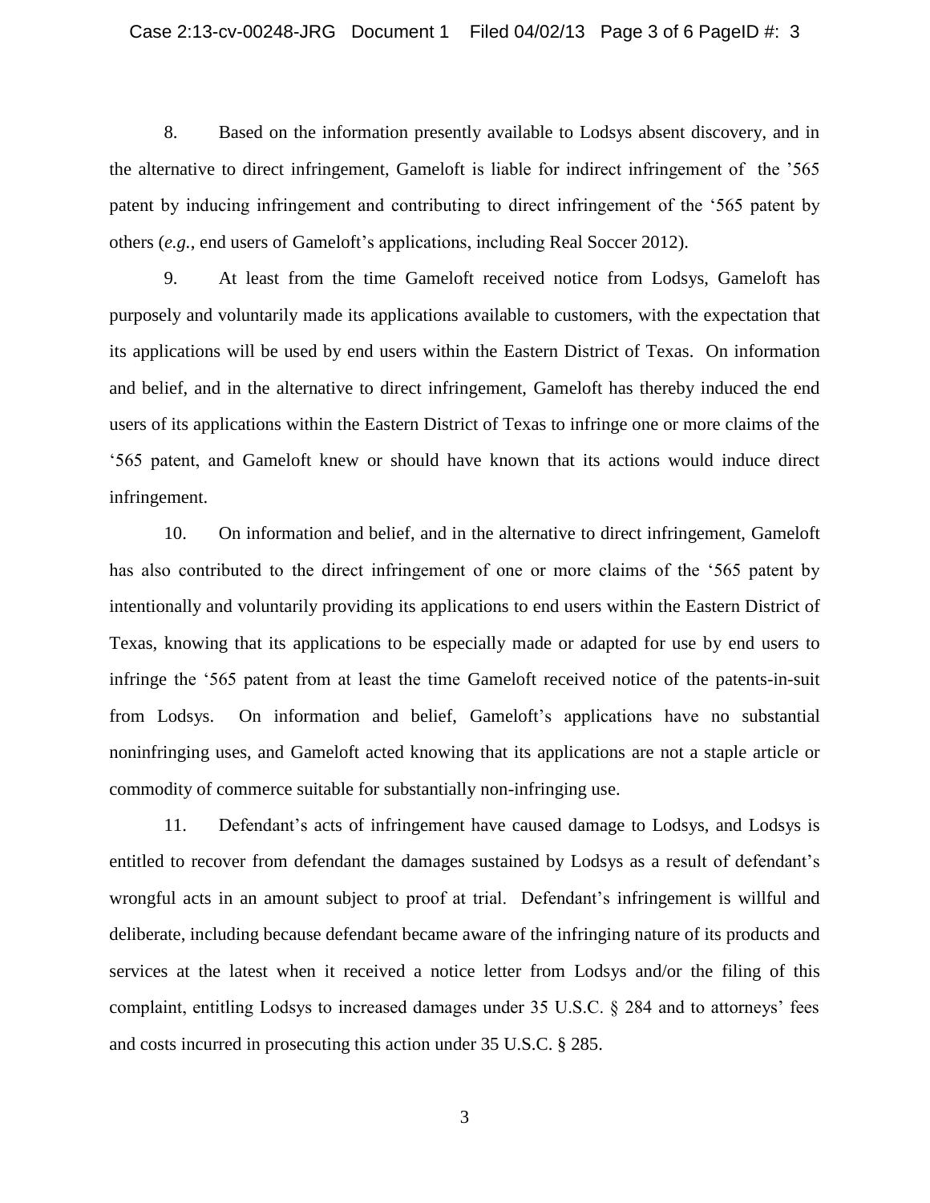8. Based on the information presently available to Lodsys absent discovery, and in the alternative to direct infringement, Gameloft is liable for indirect infringement of the '565 patent by inducing infringement and contributing to direct infringement of the '565 patent by others (*e.g.*, end users of Gameloft's applications, including Real Soccer 2012).

9. At least from the time Gameloft received notice from Lodsys, Gameloft has purposely and voluntarily made its applications available to customers, with the expectation that its applications will be used by end users within the Eastern District of Texas. On information and belief, and in the alternative to direct infringement, Gameloft has thereby induced the end users of its applications within the Eastern District of Texas to infringe one or more claims of the '565 patent, and Gameloft knew or should have known that its actions would induce direct infringement.

10. On information and belief, and in the alternative to direct infringement, Gameloft has also contributed to the direct infringement of one or more claims of the '565 patent by intentionally and voluntarily providing its applications to end users within the Eastern District of Texas, knowing that its applications to be especially made or adapted for use by end users to infringe the '565 patent from at least the time Gameloft received notice of the patents-in-suit from Lodsys. On information and belief, Gameloft's applications have no substantial noninfringing uses, and Gameloft acted knowing that its applications are not a staple article or commodity of commerce suitable for substantially non-infringing use.

11. Defendant's acts of infringement have caused damage to Lodsys, and Lodsys is entitled to recover from defendant the damages sustained by Lodsys as a result of defendant's wrongful acts in an amount subject to proof at trial. Defendant's infringement is willful and deliberate, including because defendant became aware of the infringing nature of its products and services at the latest when it received a notice letter from Lodsys and/or the filing of this complaint, entitling Lodsys to increased damages under 35 U.S.C. § 284 and to attorneys' fees and costs incurred in prosecuting this action under 35 U.S.C. § 285.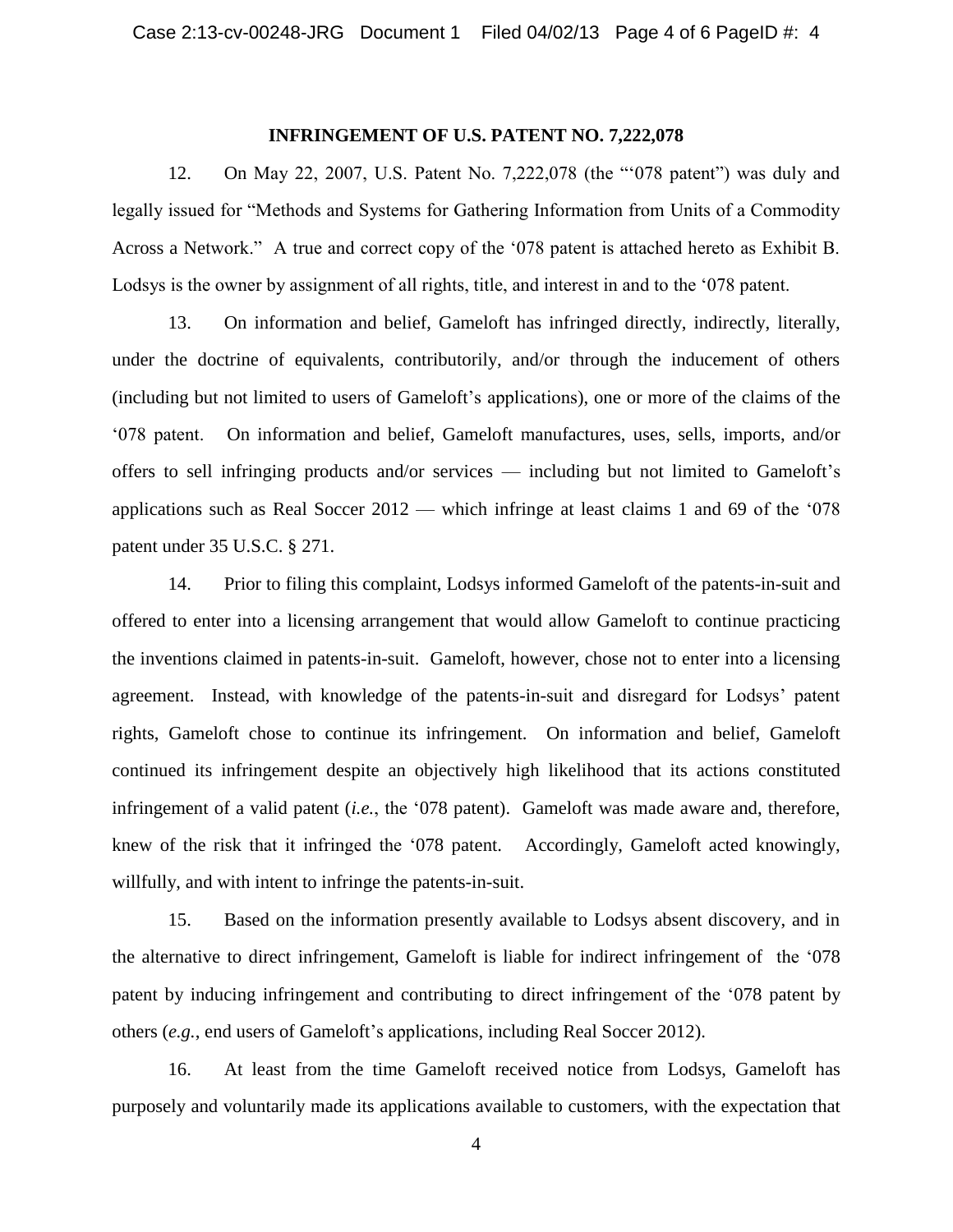**INFRINGEMENT OF U.S. PATENT NO. 7,222,078**

12. On May 22, 2007, U.S. Patent No. 7,222,078 (the "'078 patent") was duly and legally issued for "Methods and Systems for Gathering Information from Units of a Commodity Across a Network." A true and correct copy of the '078 patent is attached hereto as Exhibit B. Lodsys is the owner by assignment of all rights, title, and interest in and to the '078 patent.

13. On information and belief, Gameloft has infringed directly, indirectly, literally, under the doctrine of equivalents, contributorily, and/or through the inducement of others (including but not limited to users of Gameloft's applications), one or more of the claims of the '078 patent. On information and belief, Gameloft manufactures, uses, sells, imports, and/or offers to sell infringing products and/or services — including but not limited to Gameloft's applications such as Real Soccer 2012 — which infringe at least claims 1 and 69 of the '078 patent under 35 U.S.C. § 271.

14. Prior to filing this complaint, Lodsys informed Gameloft of the patents-in-suit and offered to enter into a licensing arrangement that would allow Gameloft to continue practicing the inventions claimed in patents-in-suit. Gameloft, however, chose not to enter into a licensing agreement. Instead, with knowledge of the patents-in-suit and disregard for Lodsys' patent rights, Gameloft chose to continue its infringement. On information and belief, Gameloft continued its infringement despite an objectively high likelihood that its actions constituted infringement of a valid patent (*i.e.*, the '078 patent). Gameloft was made aware and, therefore, knew of the risk that it infringed the '078 patent. Accordingly, Gameloft acted knowingly, willfully, and with intent to infringe the patents-in-suit.

15. Based on the information presently available to Lodsys absent discovery, and in the alternative to direct infringement, Gameloft is liable for indirect infringement of the '078 patent by inducing infringement and contributing to direct infringement of the '078 patent by others (*e.g.*, end users of Gameloft's applications, including Real Soccer 2012).

16. At least from the time Gameloft received notice from Lodsys, Gameloft has purposely and voluntarily made its applications available to customers, with the expectation that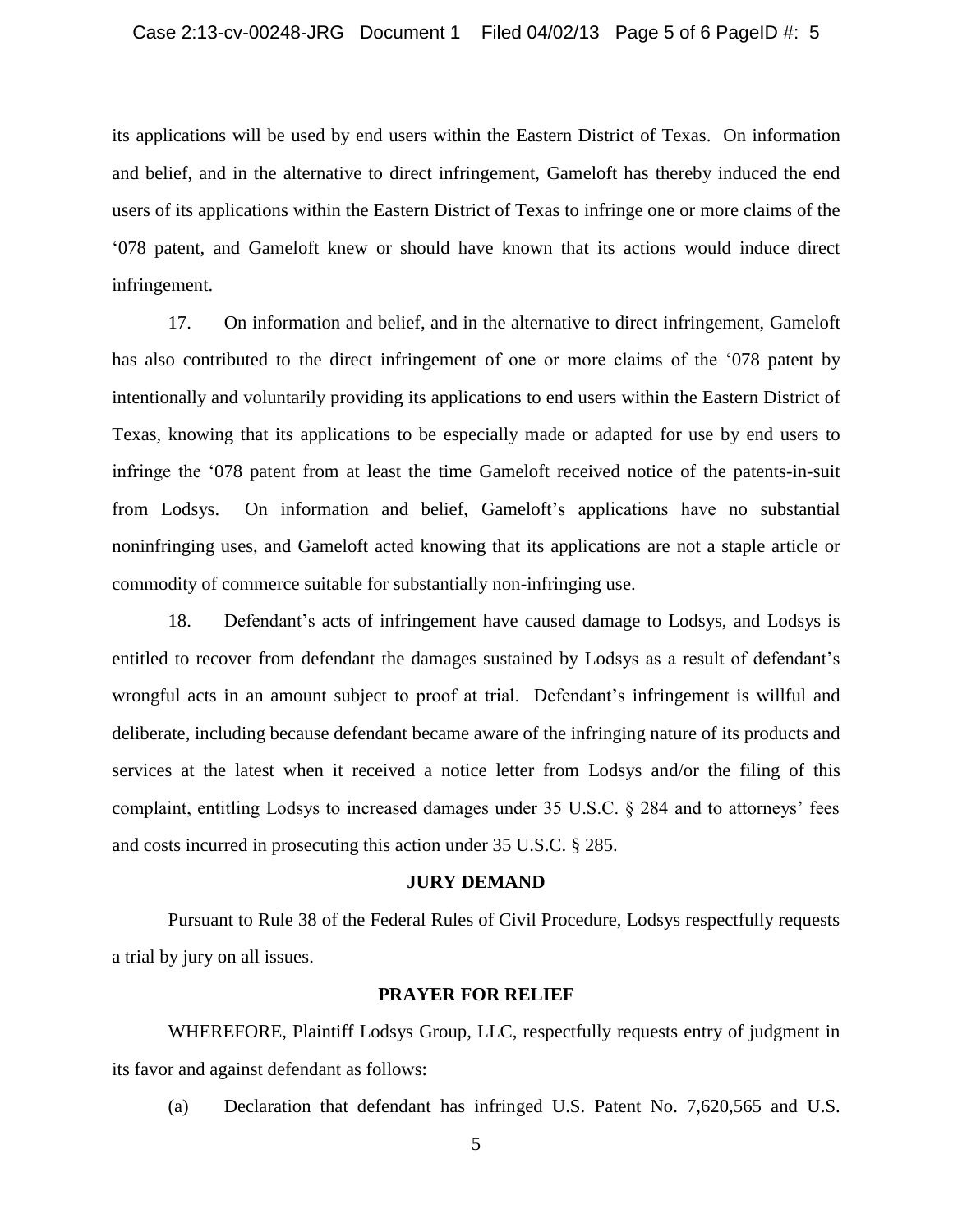its applications will be used by end users within the Eastern District of Texas. On information and belief, and in the alternative to direct infringement, Gameloft has thereby induced the end users of its applications within the Eastern District of Texas to infringe one or more claims of the '078 patent, and Gameloft knew or should have known that its actions would induce direct infringement.

17. On information and belief, and in the alternative to direct infringement, Gameloft has also contributed to the direct infringement of one or more claims of the '078 patent by intentionally and voluntarily providing its applications to end users within the Eastern District of Texas, knowing that its applications to be especially made or adapted for use by end users to infringe the '078 patent from at least the time Gameloft received notice of the patents-in-suit from Lodsys. On information and belief, Gameloft's applications have no substantial noninfringing uses, and Gameloft acted knowing that its applications are not a staple article or commodity of commerce suitable for substantially non-infringing use.

18. Defendant's acts of infringement have caused damage to Lodsys, and Lodsys is entitled to recover from defendant the damages sustained by Lodsys as a result of defendant's wrongful acts in an amount subject to proof at trial. Defendant's infringement is willful and deliberate, including because defendant became aware of the infringing nature of its products and services at the latest when it received a notice letter from Lodsys and/or the filing of this complaint, entitling Lodsys to increased damages under 35 U.S.C. § 284 and to attorneys' fees and costs incurred in prosecuting this action under 35 U.S.C. § 285.

**JURY DEMAND**

Pursuant to Rule 38 of the Federal Rules of Civil Procedure, Lodsys respectfully requests a trial by jury on all issues.

**PRAYER FOR RELIEF**

WHEREFORE, Plaintiff Lodsys Group, LLC, respectfully requests entry of judgment in its favor and against defendant as follows:

(a) Declaration that defendant has infringed U.S. Patent No. 7,620,565 and U.S.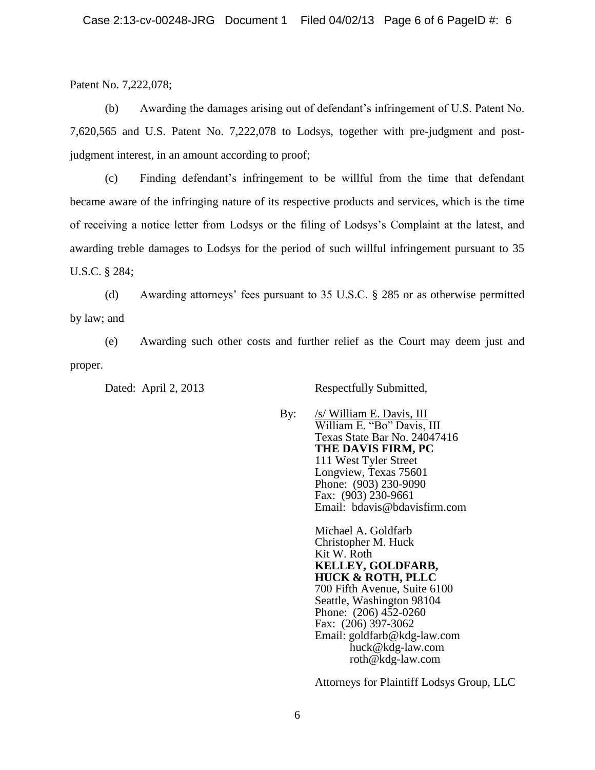Patent No. 7,222,078;

(b) Awarding the damages arising out of defendant's infringement of U.S. Patent No. 7,620,565 and U.S. Patent No. 7,222,078 to Lodsys, together with pre-judgment and post-judgment interest, in an amount according to proof;

(c) Finding defendant's infringement to be willful from the time that defendant became aware of the infringing nature of its respective products and services, which is the time of receiving a notice letter from Lodsys or the filing of Lodsys's Complaint at the latest, and awarding treble damages to Lodsys for the period of such willful infringement pursuant to 35 U.S.C. § 284;

(d) Awarding attorneys' fees pursuant to 35 U.S.C. § 285 or as otherwise permitted by law; and

(e) Awarding such other costs and further relief as the Court may deem just and proper.

Dated: April 2, 2013

Respectfully Submitted,

By: /s/ William E. Davis, III
William E. "Bo" Davis, III
Texas State Bar No. 24047416
**THE DAVIS FIRM, PC**
111 West Tyler Street
Longview, Texas 75601
Phone: (903) 230-9090
Fax: (903) 230-9661
Email: bdavis@bdavisfirm.com

Michael A. Goldfarb
Christopher M. Huck
Kit W. Roth
**KELLEY, GOLDFARB, HUCK & ROTH, PLLC**
700 Fifth Avenue, Suite 6100
Seattle, Washington 98104
Phone: (206) 452-0260
Fax: (206) 397-3062
Email: goldfarb@kdg-law.com
huck@kdg-law.com
roth@kdg-law.com

Attorneys for Plaintiff Lodsys Group, LLC